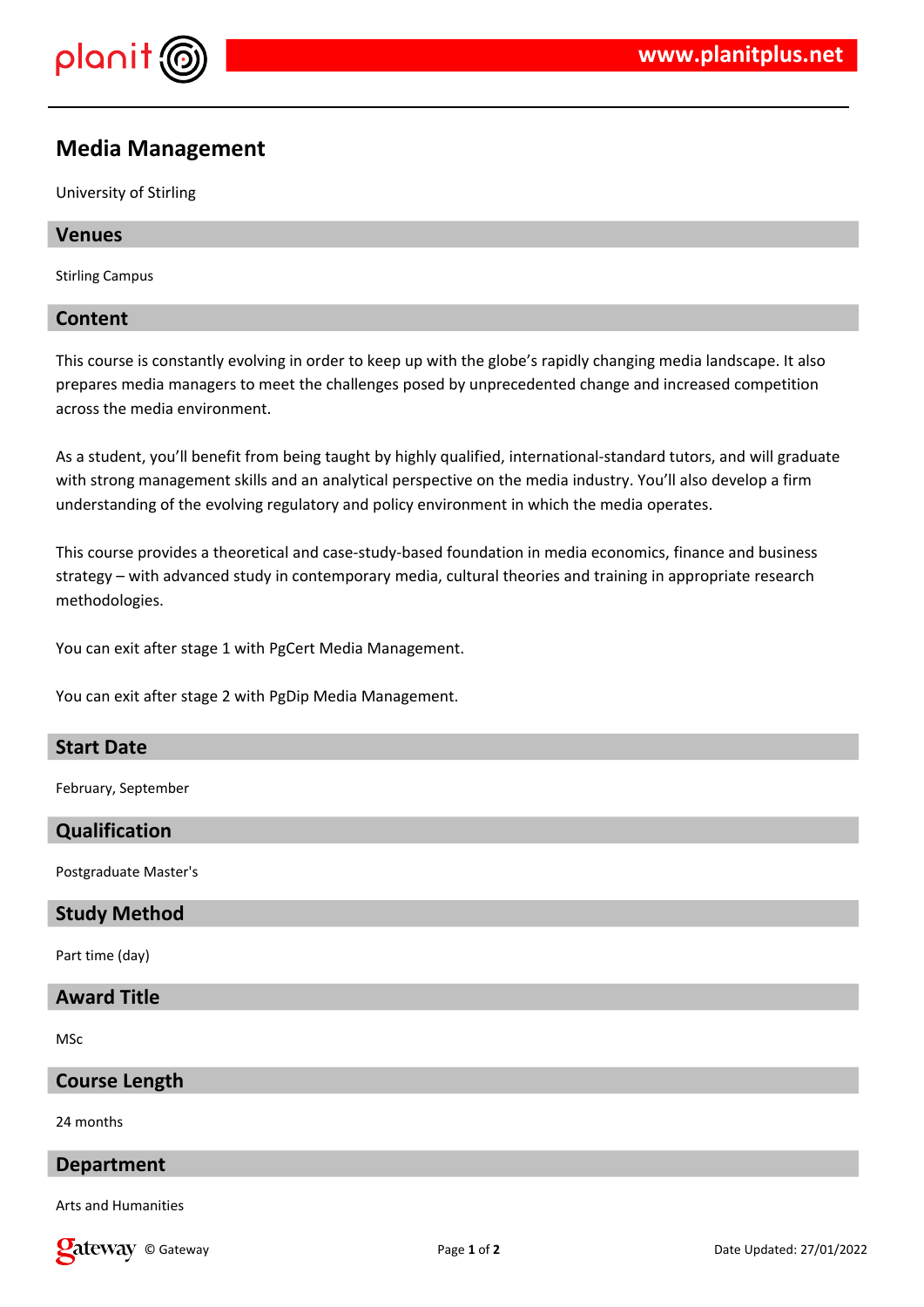# Media Management

University of Stirling

## Venues

Stirling Campus

## Content

This course is constantly evolving in order to keep up with the globe's rapidly changing media landscape. It also prepares media managers to meet the challenges posed by unprecedented change and increased competition across the media environment.

As a student, you'll benefit from being taught by highly qualified, international-standard tutors, and will graduate with strong management skills and an analytical perspective on the media industry. You'll also develop a firm understanding of the evolving regulatory and policy environment in which the media operates.

This course provides a theoretical and case-study-based foundation in media economics, finance and business strategy – with advanced study in contemporary media, cultural theories and training in appropriate research methodologies.

You can exit after stage 1 with PgCert Media Management.

You can exit after stage 2 with PgDip Media Management.

## Start Date

February, September

## Qualification

Postgraduate Master's

## Study Method

Part time (day)

## Award Title

MSc

## Course Length

24 months

## Department

Arts and Humanities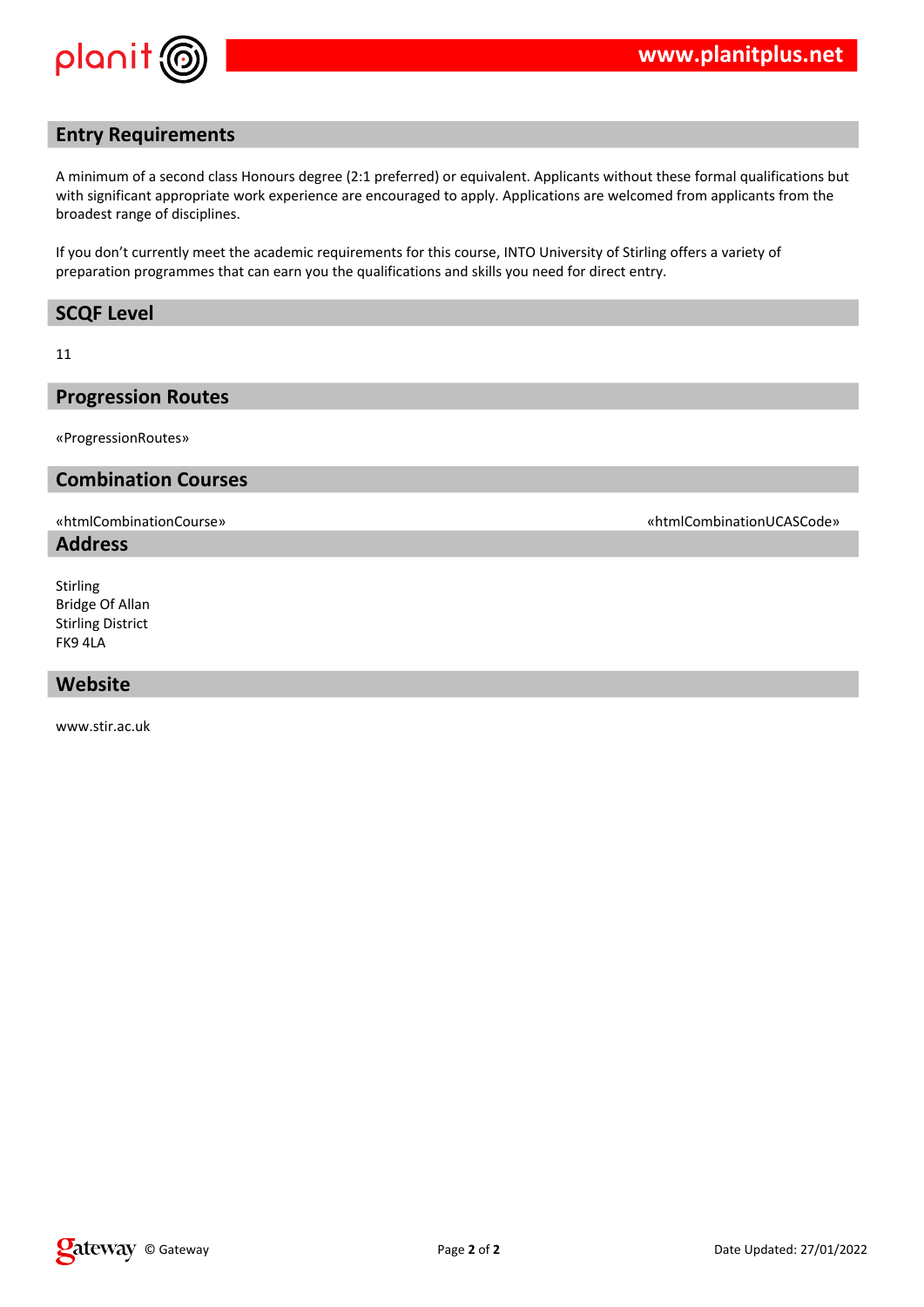## Entry Requirements

A minimum of a second class Honours degree (2:1 preferred) or equivalent. Applicants without these formal qualifications but with significant appropriate work experience are encouraged to apply. Applications are welcomed from applicants from the broadest range of disciplines.

If you don't currently meet the academic requirements for this course, INTO University of Stirling offers a variety of preparation programmes that can earn you the qualifications and skills you need for direct entry.

## SCQF Level

11

## Progression Routes

«ProgressionRoutes»

## Combination Courses

«htmlCombinationCourse» «htmlCombinationUCASCode»

## Address

Stirling
Bridge Of Allan
Stirling District
FK9 4LA

## Website

www.stir.ac.uk